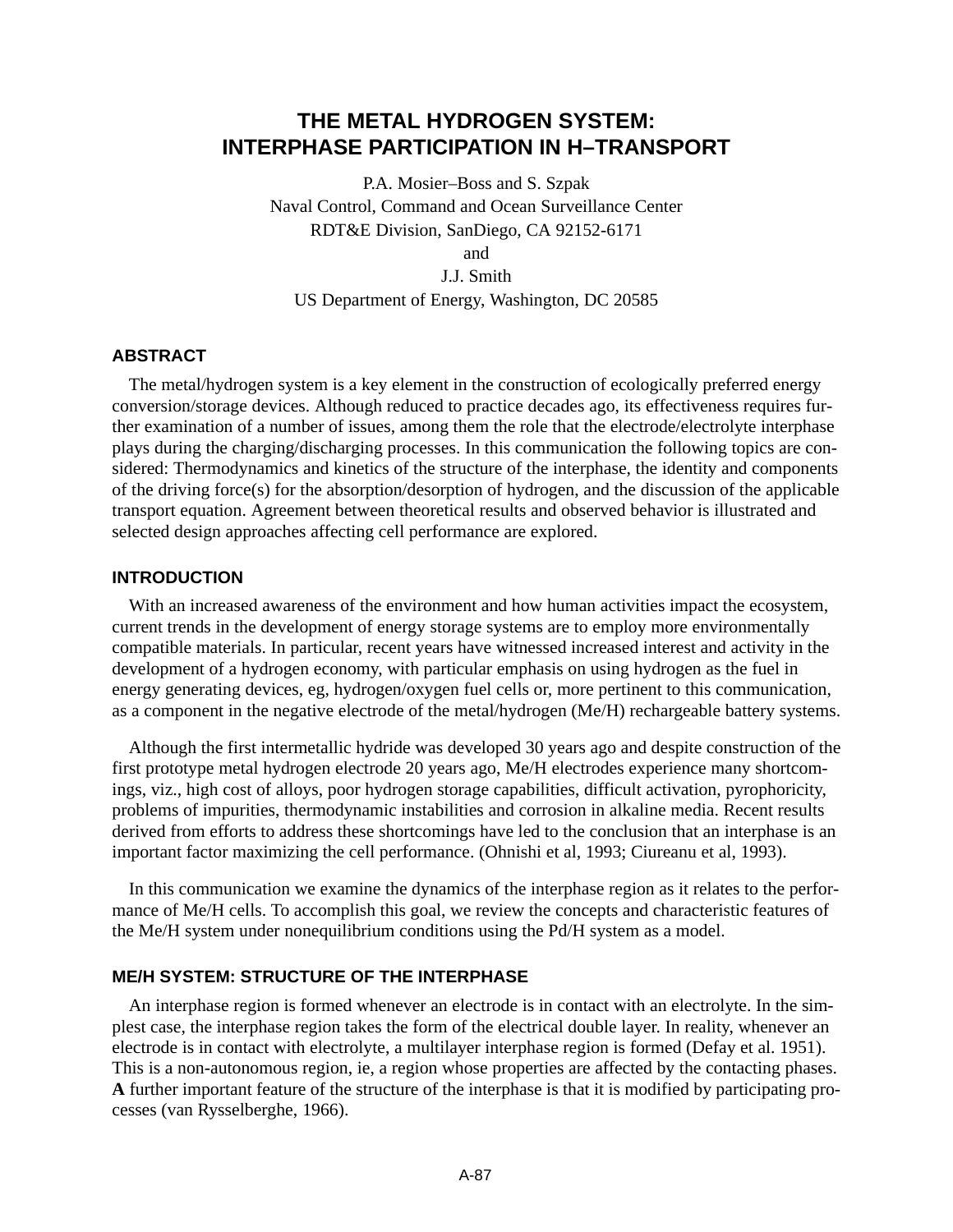# THE METAL HYDROGEN SYSTEM: INTERPHASE PARTICIPATION IN H–TRANSPORT

P.A. Mosier–Boss and S. Szpak
Naval Control, Command and Ocean Surveillance Center
RDT&E Division, SanDiego, CA 92152-6171
and
J.J. Smith
US Department of Energy, Washington, DC 20585

## ABSTRACT

The metal/hydrogen system is a key element in the construction of ecologically preferred energy conversion/storage devices. Although reduced to practice decades ago, its effectiveness requires further examination of a number of issues, among them the role that the electrode/electrolyte interphase plays during the charging/discharging processes. In this communication the following topics are considered: Thermodynamics and kinetics of the structure of the interphase, the identity and components of the driving force(s) for the absorption/desorption of hydrogen, and the discussion of the applicable transport equation. Agreement between theoretical results and observed behavior is illustrated and selected design approaches affecting cell performance are explored.

## INTRODUCTION

With an increased awareness of the environment and how human activities impact the ecosystem, current trends in the development of energy storage systems are to employ more environmentally compatible materials. In particular, recent years have witnessed increased interest and activity in the development of a hydrogen economy, with particular emphasis on using hydrogen as the fuel in energy generating devices, eg, hydrogen/oxygen fuel cells or, more pertinent to this communication, as a component in the negative electrode of the metal/hydrogen (Me/H) rechargeable battery systems.

Although the first intermetallic hydride was developed 30 years ago and despite construction of the first prototype metal hydrogen electrode 20 years ago, Me/H electrodes experience many shortcomings, viz., high cost of alloys, poor hydrogen storage capabilities, difficult activation, pyrophoricity, problems of impurities, thermodynamic instabilities and corrosion in alkaline media. Recent results derived from efforts to address these shortcomings have led to the conclusion that an interphase is an important factor maximizing the cell performance. (Ohnishi et al, 1993; Ciureanu et al, 1993).

In this communication we examine the dynamics of the interphase region as it relates to the performance of Me/H cells. To accomplish this goal, we review the concepts and characteristic features of the Me/H system under nonequilibrium conditions using the Pd/H system as a model.

## ME/H SYSTEM: STRUCTURE OF THE INTERPHASE

An interphase region is formed whenever an electrode is in contact with an electrolyte. In the simplest case, the interphase region takes the form of the electrical double layer. In reality, whenever an electrode is in contact with electrolyte, a multilayer interphase region is formed (Defay et al. 1951). This is a non-autonomous region, ie, a region whose properties are affected by the contacting phases. **A** further important feature of the structure of the interphase is that it is modified by participating processes (van Rysselberghe, 1966).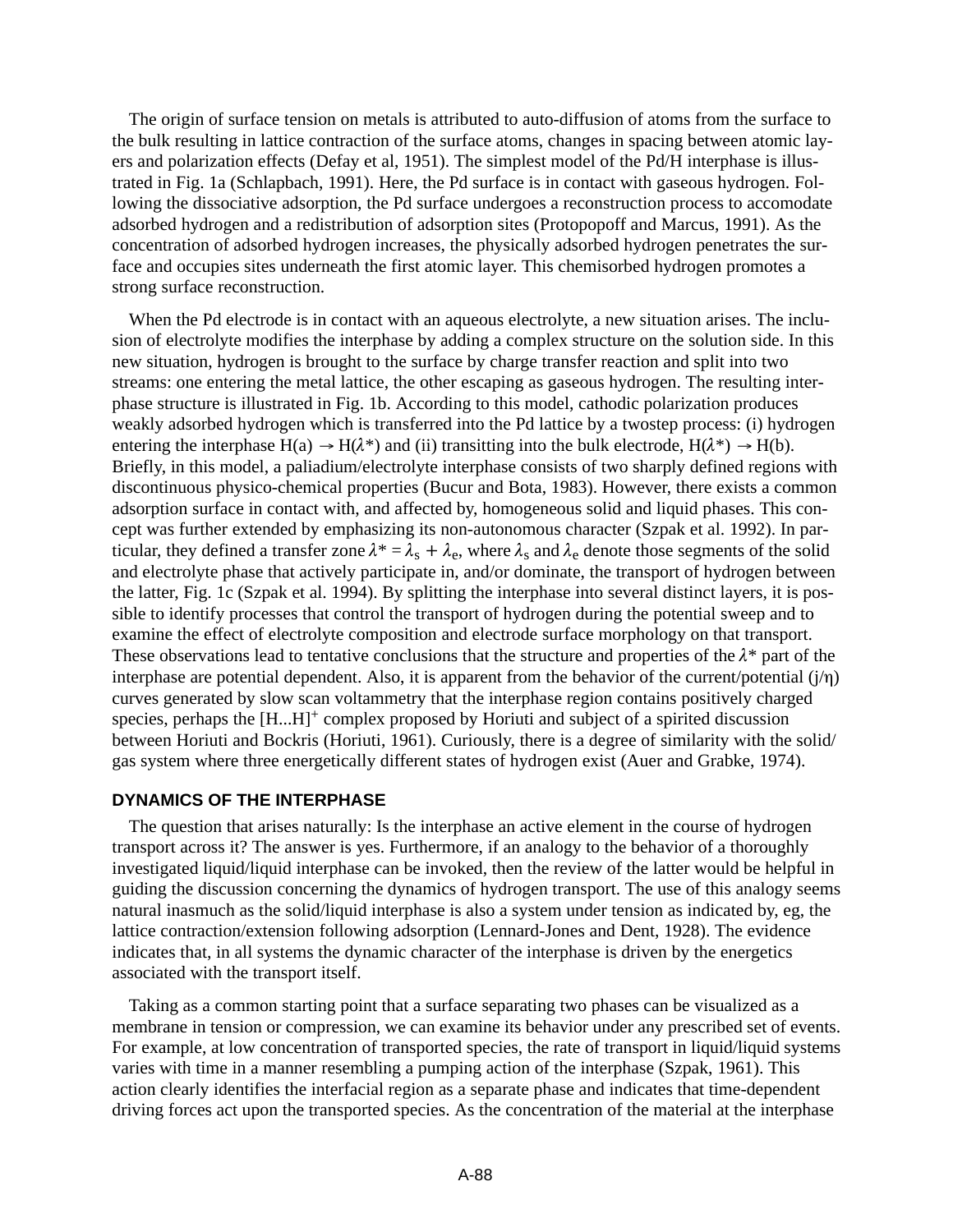The origin of surface tension on metals is attributed to auto-diffusion of atoms from the surface to the bulk resulting in lattice contraction of the surface atoms, changes in spacing between atomic layers and polarization effects (Defay et al, 1951). The simplest model of the Pd/H interphase is illustrated in Fig. 1a (Schlapbach, 1991). Here, the Pd surface is in contact with gaseous hydrogen. Following the dissociative adsorption, the Pd surface undergoes a reconstruction process to accomodate adsorbed hydrogen and a redistribution of adsorption sites (Protopopoff and Marcus, 1991). As the concentration of adsorbed hydrogen increases, the physically adsorbed hydrogen penetrates the surface and occupies sites underneath the first atomic layer. This chemisorbed hydrogen promotes a strong surface reconstruction.

When the Pd electrode is in contact with an aqueous electrolyte, a new situation arises. The inclusion of electrolyte modifies the interphase by adding a complex structure on the solution side. In this new situation, hydrogen is brought to the surface by charge transfer reaction and split into two streams: one entering the metal lattice, the other escaping as gaseous hydrogen. The resulting interphase structure is illustrated in Fig. 1b. According to this model, cathodic polarization produces weakly adsorbed hydrogen which is transferred into the Pd lattice by a twostep process: (i) hydrogen entering the interphase $H(a) \rightarrow H(\lambda^*)$ and (ii) transitting into the bulk electrode, $H(\lambda^*) \rightarrow H(b)$. Briefly, in this model, a paliadium/electrolyte interphase consists of two sharply defined regions with discontinuous physico-chemical properties (Bucur and Bota, 1983). However, there exists a common adsorption surface in contact with, and affected by, homogeneous solid and liquid phases. This concept was further extended by emphasizing its non-autonomous character (Szpak et al. 1992). In particular, they defined a transfer zone $\lambda^* = \lambda_s + \lambda_e$, where $\lambda_s$ and $\lambda_e$ denote those segments of the solid and electrolyte phase that actively participate in, and/or dominate, the transport of hydrogen between the latter, Fig. 1c (Szpak et al. 1994). By splitting the interphase into several distinct layers, it is possible to identify processes that control the transport of hydrogen during the potential sweep and to examine the effect of electrolyte composition and electrode surface morphology on that transport. These observations lead to tentative conclusions that the structure and properties of the $\lambda^*$ part of the interphase are potential dependent. Also, it is apparent from the behavior of the current/potential ($j/\eta$) curves generated by slow scan voltammetry that the interphase region contains positively charged species, perhaps the $[H...H]^+$ complex proposed by Horiuti and subject of a spirited discussion between Horiuti and Bockris (Horiuti, 1961). Curiously, there is a degree of similarity with the solid/gas system where three energetically different states of hydrogen exist (Auer and Grabke, 1974).

## DYNAMICS OF THE INTERPHASE

The question that arises naturally: Is the interphase an active element in the course of hydrogen transport across it? The answer is yes. Furthermore, if an analogy to the behavior of a thoroughly investigated liquid/liquid interphase can be invoked, then the review of the latter would be helpful in guiding the discussion concerning the dynamics of hydrogen transport. The use of this analogy seems natural inasmuch as the solid/liquid interphase is also a system under tension as indicated by, eg, the lattice contraction/extension following adsorption (Lennard-Jones and Dent, 1928). The evidence indicates that, in all systems the dynamic character of the interphase is driven by the energetics associated with the transport itself.

Taking as a common starting point that a surface separating two phases can be visualized as a membrane in tension or compression, we can examine its behavior under any prescribed set of events. For example, at low concentration of transported species, the rate of transport in liquid/liquid systems varies with time in a manner resembling a pumping action of the interphase (Szpak, 1961). This action clearly identifies the interfacial region as a separate phase and indicates that time-dependent driving forces act upon the transported species. As the concentration of the material at the interphase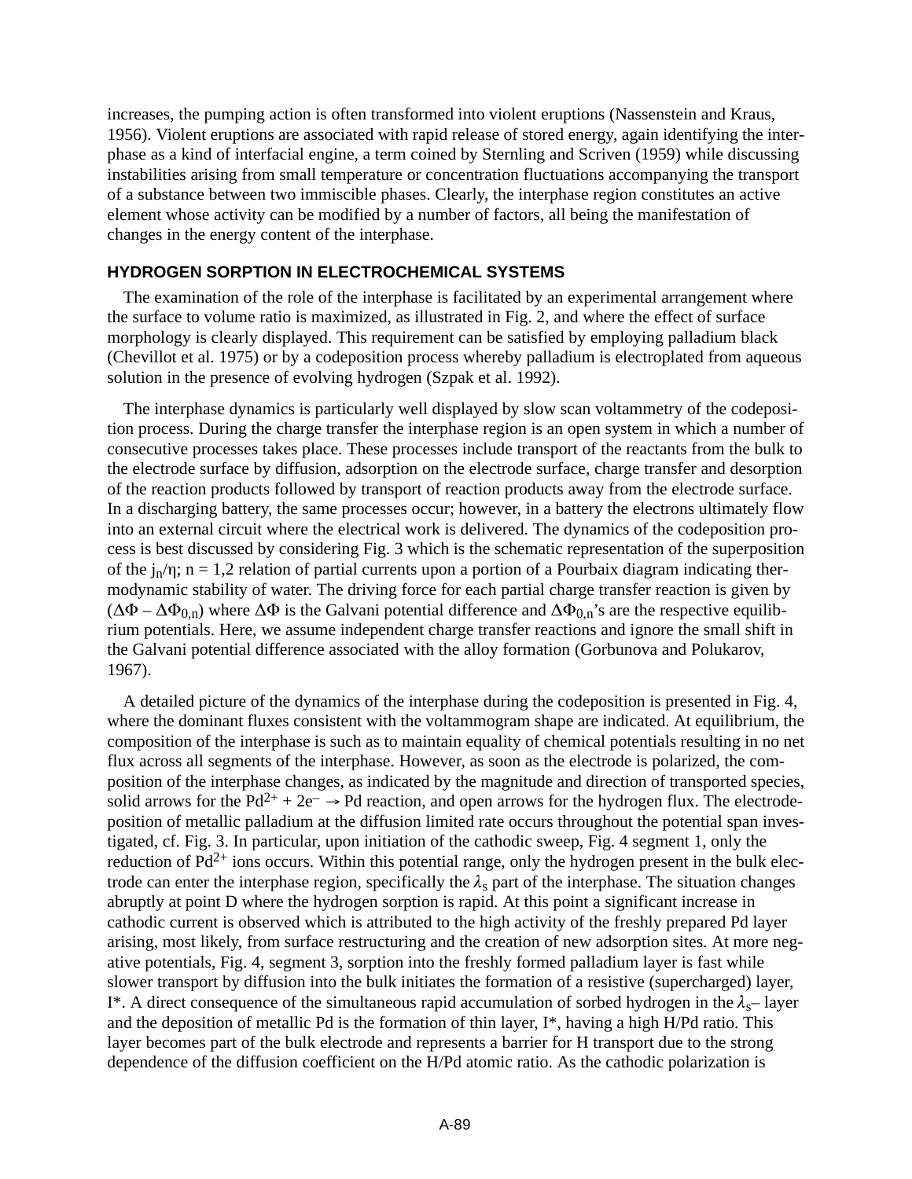increases, the pumping action is often transformed into violent eruptions (Nassenstein and Kraus, 1956). Violent eruptions are associated with rapid release of stored energy, again identifying the interphase as a kind of interfacial engine, a term coined by Sternling and Scriven (1959) while discussing instabilities arising from small temperature or concentration fluctuations accompanying the transport of a substance between two immiscible phases. Clearly, the interphase region constitutes an active element whose activity can be modified by a number of factors, all being the manifestation of changes in the energy content of the interphase.

## HYDROGEN SORPTION IN ELECTROCHEMICAL SYSTEMS

The examination of the role of the interphase is facilitated by an experimental arrangement where the surface to volume ratio is maximized, as illustrated in Fig. 2, and where the effect of surface morphology is clearly displayed. This requirement can be satisfied by employing palladium black (Chevillot et al. 1975) or by a codeposition process whereby palladium is electroplated from aqueous solution in the presence of evolving hydrogen (Szpak et al. 1992).

The interphase dynamics is particularly well displayed by slow scan voltammetry of the codeposition process. During the charge transfer the interphase region is an open system in which a number of consecutive processes takes place. These processes include transport of the reactants from the bulk to the electrode surface by diffusion, adsorption on the electrode surface, charge transfer and desorption of the reaction products followed by transport of reaction products away from the electrode surface. In a discharging battery, the same processes occur; however, in a battery the electrons ultimately flow into an external circuit where the electrical work is delivered. The dynamics of the codeposition process is best discussed by considering Fig. 3 which is the schematic representation of the superposition of the $j_n/\eta$; n = 1,2 relation of partial currents upon a portion of a Pourbaix diagram indicating thermodynamic stability of water. The driving force for each partial charge transfer reaction is given by $(\Delta\Phi - \Delta\Phi_{0,n})$ where $\Delta\Phi$ is the Galvani potential difference and $\Delta\Phi_{0,n}$'s are the respective equilibrium potentials. Here, we assume independent charge transfer reactions and ignore the small shift in the Galvani potential difference associated with the alloy formation (Gorbunova and Polukarov, 1967).

A detailed picture of the dynamics of the interphase during the codeposition is presented in Fig. 4, where the dominant fluxes consistent with the voltammogram shape are indicated. At equilibrium, the composition of the interphase is such as to maintain equality of chemical potentials resulting in no net flux across all segments of the interphase. However, as soon as the electrode is polarized, the composition of the interphase changes, as indicated by the magnitude and direction of transported species, solid arrows for the $Pd^{2+} + 2e^- \rightarrow Pd$ reaction, and open arrows for the hydrogen flux. The electrodeposition of metallic palladium at the diffusion limited rate occurs throughout the potential span investigated, cf. Fig. 3. In particular, upon initiation of the cathodic sweep, Fig. 4 segment 1, only the reduction of $Pd^{2+}$ ions occurs. Within this potential range, only the hydrogen present in the bulk electrode can enter the interphase region, specifically the $\lambda_s$ part of the interphase. The situation changes abruptly at point D where the hydrogen sorption is rapid. At this point a significant increase in cathodic current is observed which is attributed to the high activity of the freshly prepared Pd layer arising, most likely, from surface restructuring and the creation of new adsorption sites. At more negative potentials, Fig. 4, segment 3, sorption into the freshly formed palladium layer is fast while slower transport by diffusion into the bulk initiates the formation of a resistive (supercharged) layer, I*. A direct consequence of the simultaneous rapid accumulation of sorbed hydrogen in the $\lambda_s$– layer and the deposition of metallic Pd is the formation of thin layer, I*, having a high H/Pd ratio. This layer becomes part of the bulk electrode and represents a barrier for H transport due to the strong dependence of the diffusion coefficient on the H/Pd atomic ratio. As the cathodic polarization is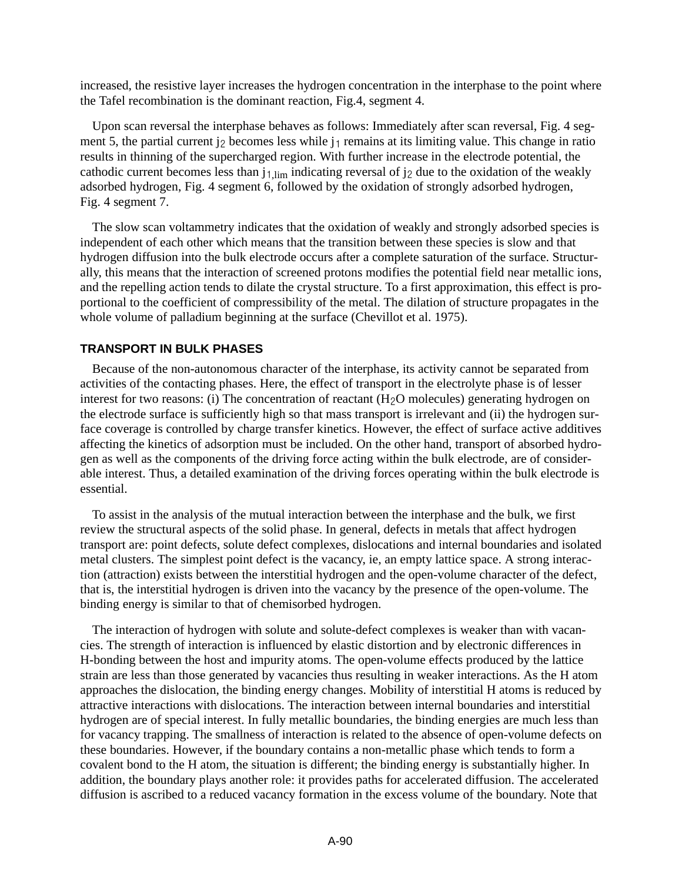increased, the resistive layer increases the hydrogen concentration in the interphase to the point where the Tafel recombination is the dominant reaction, Fig.4, segment 4.

Upon scan reversal the interphase behaves as follows: Immediately after scan reversal, Fig. 4 segment 5, the partial current $j_2$ becomes less while $j_1$ remains at its limiting value. This change in ratio results in thinning of the supercharged region. With further increase in the electrode potential, the cathodic current becomes less than $j_{1,lim}$ indicating reversal of $j_2$ due to the oxidation of the weakly adsorbed hydrogen, Fig. 4 segment 6, followed by the oxidation of strongly adsorbed hydrogen, Fig. 4 segment 7.

The slow scan voltammetry indicates that the oxidation of weakly and strongly adsorbed species is independent of each other which means that the transition between these species is slow and that hydrogen diffusion into the bulk electrode occurs after a complete saturation of the surface. Structurally, this means that the interaction of screened protons modifies the potential field near metallic ions, and the repelling action tends to dilate the crystal structure. To a first approximation, this effect is proportional to the coefficient of compressibility of the metal. The dilation of structure propagates in the whole volume of palladium beginning at the surface (Chevillot et al. 1975).

## TRANSPORT IN BULK PHASES

Because of the non-autonomous character of the interphase, its activity cannot be separated from activities of the contacting phases. Here, the effect of transport in the electrolyte phase is of lesser interest for two reasons: (i) The concentration of reactant ($H_2O$ molecules) generating hydrogen on the electrode surface is sufficiently high so that mass transport is irrelevant and (ii) the hydrogen surface coverage is controlled by charge transfer kinetics. However, the effect of surface active additives affecting the kinetics of adsorption must be included. On the other hand, transport of absorbed hydrogen as well as the components of the driving force acting within the bulk electrode, are of considerable interest. Thus, a detailed examination of the driving forces operating within the bulk electrode is essential.

To assist in the analysis of the mutual interaction between the interphase and the bulk, we first review the structural aspects of the solid phase. In general, defects in metals that affect hydrogen transport are: point defects, solute defect complexes, dislocations and internal boundaries and isolated metal clusters. The simplest point defect is the vacancy, ie, an empty lattice space. A strong interaction (attraction) exists between the interstitial hydrogen and the open-volume character of the defect, that is, the interstitial hydrogen is driven into the vacancy by the presence of the open-volume. The binding energy is similar to that of chemisorbed hydrogen.

The interaction of hydrogen with solute and solute-defect complexes is weaker than with vacancies. The strength of interaction is influenced by elastic distortion and by electronic differences in H-bonding between the host and impurity atoms. The open-volume effects produced by the lattice strain are less than those generated by vacancies thus resulting in weaker interactions. As the H atom approaches the dislocation, the binding energy changes. Mobility of interstitial H atoms is reduced by attractive interactions with dislocations. The interaction between internal boundaries and interstitial hydrogen are of special interest. In fully metallic boundaries, the binding energies are much less than for vacancy trapping. The smallness of interaction is related to the absence of open-volume defects on these boundaries. However, if the boundary contains a non-metallic phase which tends to form a covalent bond to the H atom, the situation is different; the binding energy is substantially higher. In addition, the boundary plays another role: it provides paths for accelerated diffusion. The accelerated diffusion is ascribed to a reduced vacancy formation in the excess volume of the boundary. Note that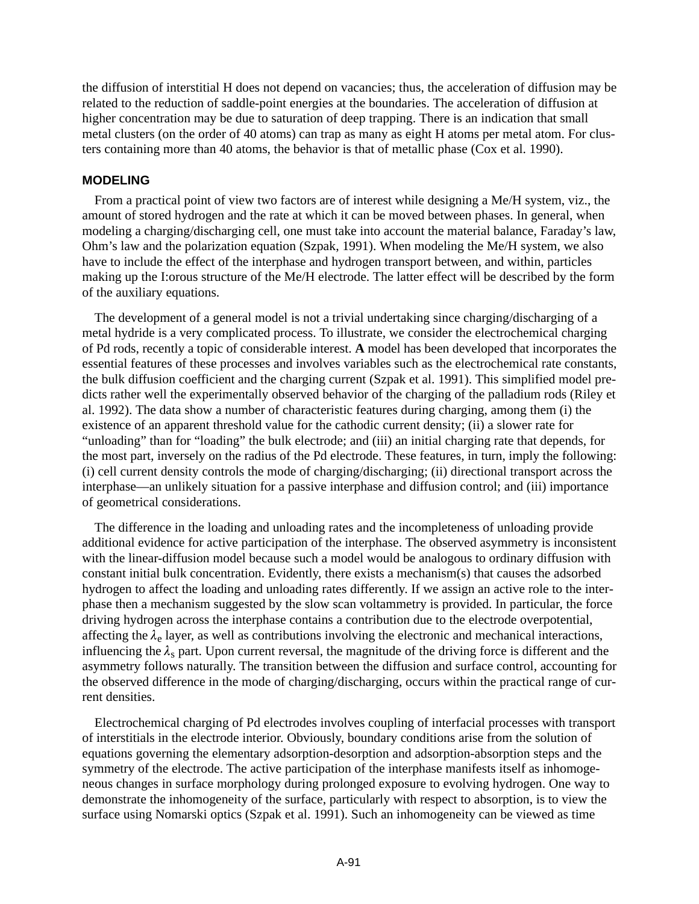the diffusion of interstitial H does not depend on vacancies; thus, the acceleration of diffusion may be related to the reduction of saddle-point energies at the boundaries. The acceleration of diffusion at higher concentration may be due to saturation of deep trapping. There is an indication that small metal clusters (on the order of 40 atoms) can trap as many as eight H atoms per metal atom. For clusters containing more than 40 atoms, the behavior is that of metallic phase (Cox et al. 1990).

## MODELING

From a practical point of view two factors are of interest while designing a Me/H system, viz., the amount of stored hydrogen and the rate at which it can be moved between phases. In general, when modeling a charging/discharging cell, one must take into account the material balance, Faraday's law, Ohm's law and the polarization equation (Szpak, 1991). When modeling the Me/H system, we also have to include the effect of the interphase and hydrogen transport between, and within, particles making up the I:orous structure of the Me/H electrode. The latter effect will be described by the form of the auxiliary equations.

The development of a general model is not a trivial undertaking since charging/discharging of a metal hydride is a very complicated process. To illustrate, we consider the electrochemical charging of Pd rods, recently a topic of considerable interest. **A** model has been developed that incorporates the essential features of these processes and involves variables such as the electrochemical rate constants, the bulk diffusion coefficient and the charging current (Szpak et al. 1991). This simplified model predicts rather well the experimentally observed behavior of the charging of the palladium rods (Riley et al. 1992). The data show a number of characteristic features during charging, among them (i) the existence of an apparent threshold value for the cathodic current density; (ii) a slower rate for "unloading" than for "loading" the bulk electrode; and (iii) an initial charging rate that depends, for the most part, inversely on the radius of the Pd electrode. These features, in turn, imply the following: (i) cell current density controls the mode of charging/discharging; (ii) directional transport across the interphase—an unlikely situation for a passive interphase and diffusion control; and (iii) importance of geometrical considerations.

The difference in the loading and unloading rates and the incompleteness of unloading provide additional evidence for active participation of the interphase. The observed asymmetry is inconsistent with the linear-diffusion model because such a model would be analogous to ordinary diffusion with constant initial bulk concentration. Evidently, there exists a mechanism(s) that causes the adsorbed hydrogen to affect the loading and unloading rates differently. If we assign an active role to the interphase then a mechanism suggested by the slow scan voltammetry is provided. In particular, the force driving hydrogen across the interphase contains a contribution due to the electrode overpotential, affecting the $\lambda_e$ layer, as well as contributions involving the electronic and mechanical interactions, influencing the $\lambda_s$ part. Upon current reversal, the magnitude of the driving force is different and the asymmetry follows naturally. The transition between the diffusion and surface control, accounting for the observed difference in the mode of charging/discharging, occurs within the practical range of current densities.

Electrochemical charging of Pd electrodes involves coupling of interfacial processes with transport of interstitials in the electrode interior. Obviously, boundary conditions arise from the solution of equations governing the elementary adsorption-desorption and adsorption-absorption steps and the symmetry of the electrode. The active participation of the interphase manifests itself as inhomogeneous changes in surface morphology during prolonged exposure to evolving hydrogen. One way to demonstrate the inhomogeneity of the surface, particularly with respect to absorption, is to view the surface using Nomarski optics (Szpak et al. 1991). Such an inhomogeneity can be viewed as time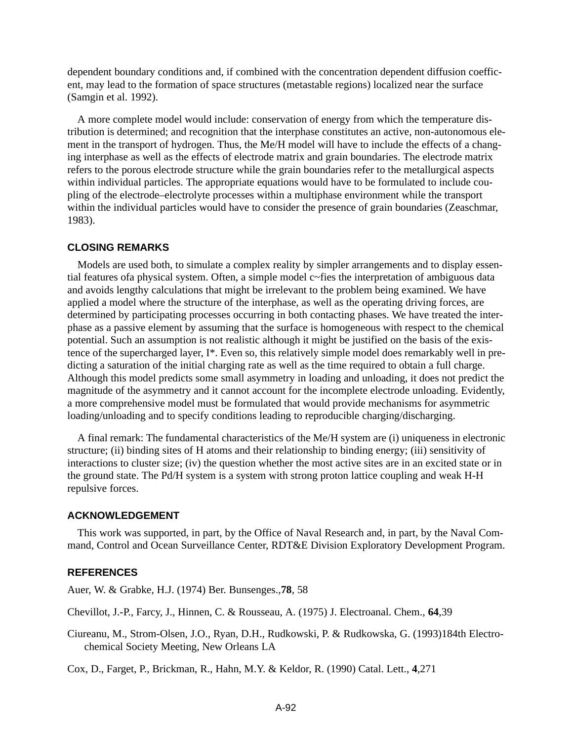dependent boundary conditions and, if combined with the concentration dependent diffusion coefficient, may lead to the formation of space structures (metastable regions) localized near the surface (Samgin et al. 1992).

A more complete model would include: conservation of energy from which the temperature distribution is determined; and recognition that the interphase constitutes an active, non-autonomous element in the transport of hydrogen. Thus, the Me/H model will have to include the effects of a changing interphase as well as the effects of electrode matrix and grain boundaries. The electrode matrix refers to the porous electrode structure while the grain boundaries refer to the metallurgical aspects within individual particles. The appropriate equations would have to be formulated to include coupling of the electrode–electrolyte processes within a multiphase environment while the transport within the individual particles would have to consider the presence of grain boundaries (Zeaschmar, 1983).

## CLOSING REMARKS

Models are used both, to simulate a complex reality by simpler arrangements and to display essential features ofa physical system. Often, a simple model c~fies the interpretation of ambiguous data and avoids lengthy calculations that might be irrelevant to the problem being examined. We have applied a model where the structure of the interphase, as well as the operating driving forces, are determined by participating processes occurring in both contacting phases. We have treated the interphase as a passive element by assuming that the surface is homogeneous with respect to the chemical potential. Such an assumption is not realistic although it might be justified on the basis of the existence of the supercharged layer, I*. Even so, this relatively simple model does remarkably well in predicting a saturation of the initial charging rate as well as the time required to obtain a full charge. Although this model predicts some small asymmetry in loading and unloading, it does not predict the magnitude of the asymmetry and it cannot account for the incomplete electrode unloading. Evidently, a more comprehensive model must be formulated that would provide mechanisms for asymmetric loading/unloading and to specify conditions leading to reproducible charging/discharging.

A final remark: The fundamental characteristics of the Me/H system are (i) uniqueness in electronic structure; (ii) binding sites of H atoms and their relationship to binding energy; (iii) sensitivity of interactions to cluster size; (iv) the question whether the most active sites are in an excited state or in the ground state. The Pd/H system is a system with strong proton lattice coupling and weak H-H repulsive forces.

## ACKNOWLEDGEMENT

This work was supported, in part, by the Office of Naval Research and, in part, by the Naval Command, Control and Ocean Surveillance Center, RDT&E Division Exploratory Development Program.

## REFERENCES

Auer, W. & Grabke, H.J. (1974) Ber. Bunsenges.,**78**, 58

Chevillot, J.-P., Farcy, J., Hinnen, C. & Rousseau, A. (1975) J. Electroanal. Chem., **64**,39

Ciureanu, M., Strom-Olsen, J.O., Ryan, D.H., Rudkowski, P. & Rudkowska, G. (1993)184th Electrochemical Society Meeting, New Orleans LA

Cox, D., Farget, P., Brickman, R., Hahn, M.Y. & Keldor, R. (1990) Catal. Lett., **4**,271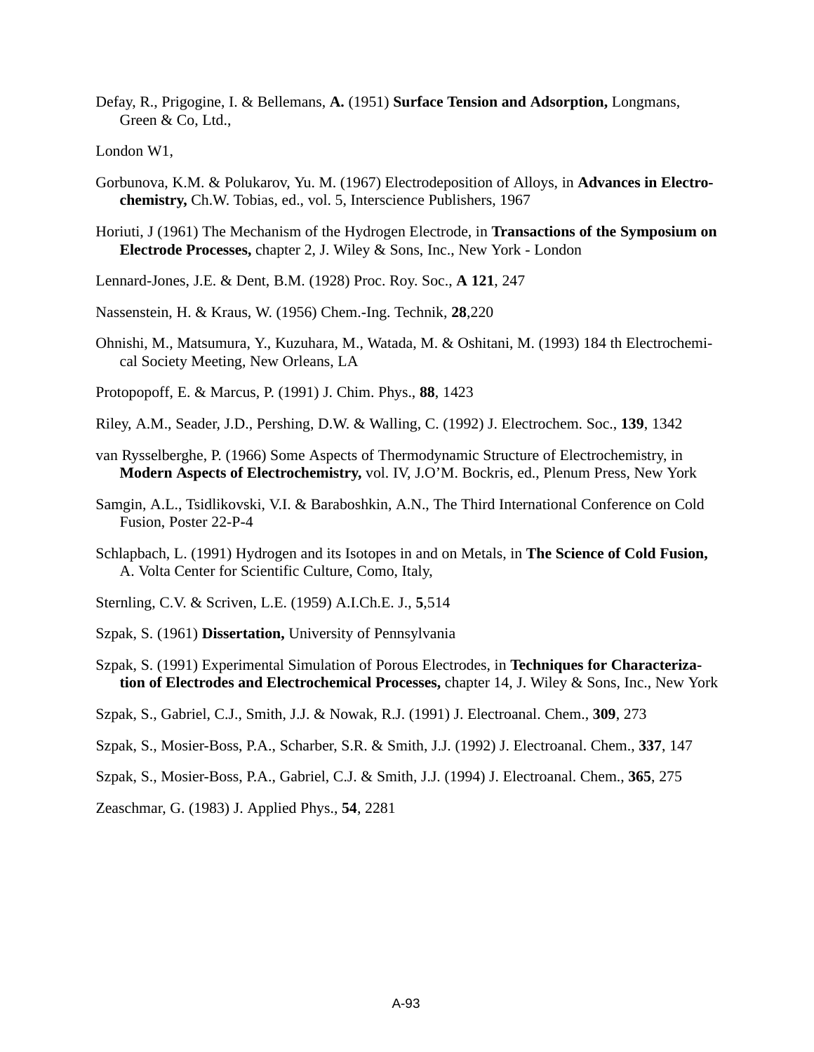Defay, R., Prigogine, I. & Bellemans, **A.** (1951) **Surface Tension and Adsorption,** Longmans, Green & Co, Ltd.,

London W1,

Gorbunova, K.M. & Polukarov, Yu. M. (1967) Electrodeposition of Alloys, in **Advances in Electrochemistry,** Ch.W. Tobias, ed., vol. 5, Interscience Publishers, 1967

Horiuti, J (1961) The Mechanism of the Hydrogen Electrode, in **Transactions of the Symposium on Electrode Processes,** chapter 2, J. Wiley & Sons, Inc., New York - London

Lennard-Jones, J.E. & Dent, B.M. (1928) Proc. Roy. Soc., **A 121**, 247

Nassenstein, H. & Kraus, W. (1956) Chem.-Ing. Technik, **28**,220

Ohnishi, M., Matsumura, Y., Kuzuhara, M., Watada, M. & Oshitani, M. (1993) 184 th Electrochemical Society Meeting, New Orleans, LA

Protopopoff, E. & Marcus, P. (1991) J. Chim. Phys., **88**, 1423

Riley, A.M., Seader, J.D., Pershing, D.W. & Walling, C. (1992) J. Electrochem. Soc., **139**, 1342

van Rysselberghe, P. (1966) Some Aspects of Thermodynamic Structure of Electrochemistry, in **Modern Aspects of Electrochemistry,** vol. IV, J.O'M. Bockris, ed., Plenum Press, New York

Samgin, A.L., Tsidlikovski, V.I. & Baraboshkin, A.N., The Third International Conference on Cold Fusion, Poster 22-P-4

Schlapbach, L. (1991) Hydrogen and its Isotopes in and on Metals, in **The Science of Cold Fusion,** A. Volta Center for Scientific Culture, Como, Italy,

Sternling, C.V. & Scriven, L.E. (1959) A.I.Ch.E. J., **5**,514

Szpak, S. (1961) **Dissertation,** University of Pennsylvania

Szpak, S. (1991) Experimental Simulation of Porous Electrodes, in **Techniques for Characterization of Electrodes and Electrochemical Processes,** chapter 14, J. Wiley & Sons, Inc., New York

Szpak, S., Gabriel, C.J., Smith, J.J. & Nowak, R.J. (1991) J. Electroanal. Chem., **309**, 273

Szpak, S., Mosier-Boss, P.A., Scharber, S.R. & Smith, J.J. (1992) J. Electroanal. Chem., **337**, 147

Szpak, S., Mosier-Boss, P.A., Gabriel, C.J. & Smith, J.J. (1994) J. Electroanal. Chem., **365**, 275

Zeaschmar, G. (1983) J. Applied Phys., **54**, 2281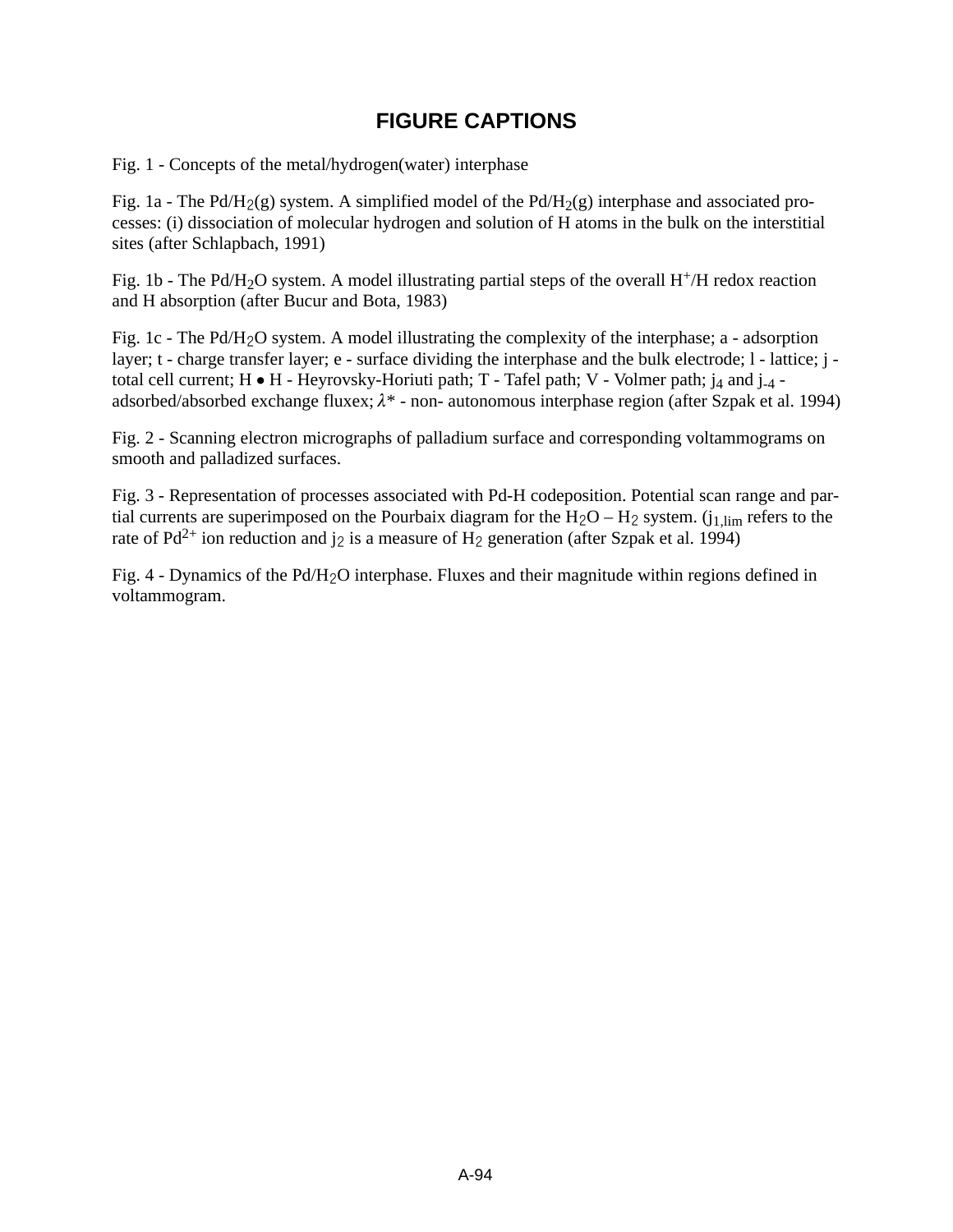# FIGURE CAPTIONS

Fig. 1 - Concepts of the metal/hydrogen(water) interphase

Fig. 1a - The Pd/$H_2$(g) system. A simplified model of the Pd/$H_2$(g) interphase and associated processes: (i) dissociation of molecular hydrogen and solution of H atoms in the bulk on the interstitial sites (after Schlapbach, 1991)

Fig. 1b - The Pd/$H_2O$ system. A model illustrating partial steps of the overall $H^+$/H redox reaction and H absorption (after Bucur and Bota, 1983)

Fig. 1c - The Pd/$H_2O$ system. A model illustrating the complexity of the interphase; a - adsorption layer; t - charge transfer layer; e - surface dividing the interphase and the bulk electrode; l - lattice; j - total cell current; H • H - Heyrovsky-Horiuti path; T - Tafel path; V - Volmer path; $j_4$ and $j_{-4}$ - adsorbed/absorbed exchange fluxex; $\lambda^*$ - non- autonomous interphase region (after Szpak et al. 1994)

Fig. 2 - Scanning electron micrographs of palladium surface and corresponding voltammograms on smooth and palladized surfaces.

Fig. 3 - Representation of processes associated with Pd-H codeposition. Potential scan range and partial currents are superimposed on the Pourbaix diagram for the $H_2O$ – $H_2$ system. ($j_{1,lim}$ refers to the rate of $Pd^{2+}$ ion reduction and $j_2$ is a measure of $H_2$ generation (after Szpak et al. 1994)

Fig. 4 - Dynamics of the Pd/$H_2O$ interphase. Fluxes and their magnitude within regions defined in voltammogram.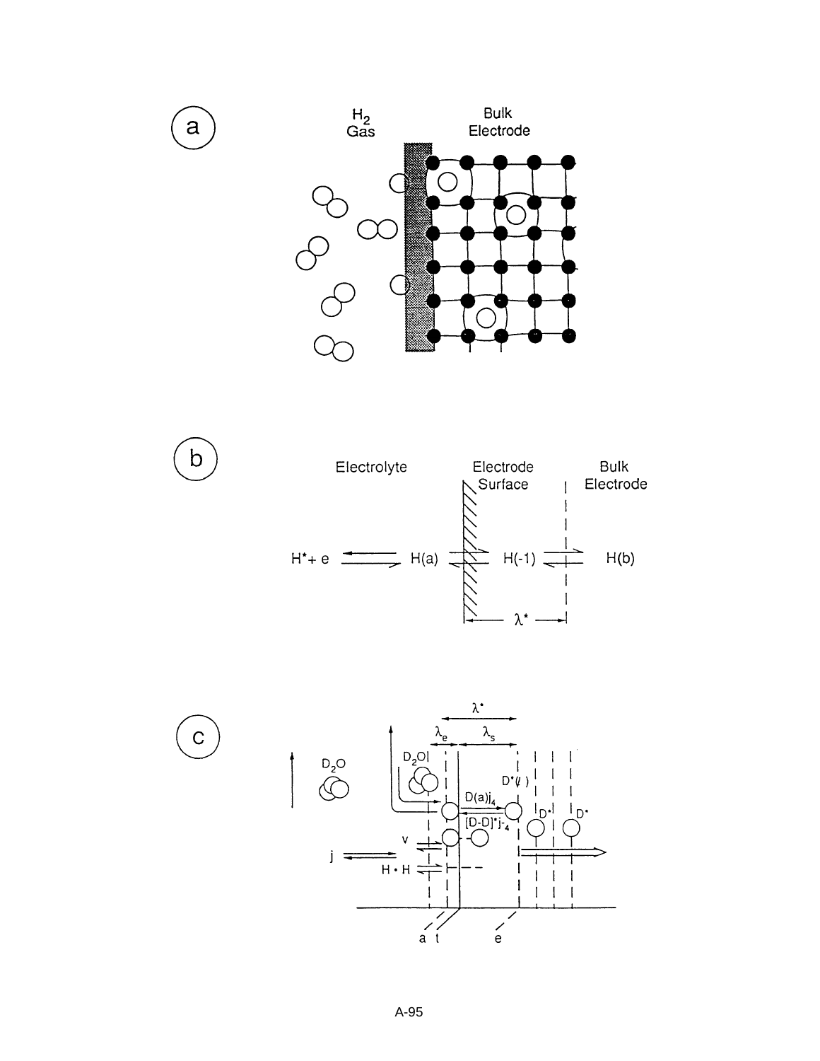a

$H_2$ Gas

Bulk Electrode

b

Electrolyte

Electrode Surface

Bulk Electrode

$H^{*} + e \rightleftharpoons H(a) \rightleftharpoons H(-1) \rightleftharpoons H(b)$

$\lambda^{*}$

c

$\lambda^{*}$

$\lambda_e$ $\lambda_s$

$D_2O$

$D_2O$

$D^{*}(l)$

$D(a)j_4$

$[D\text{-}D]^{*}j_{-4}$

$D^{*}$ $D^{*}$

j

v

H • H

a t e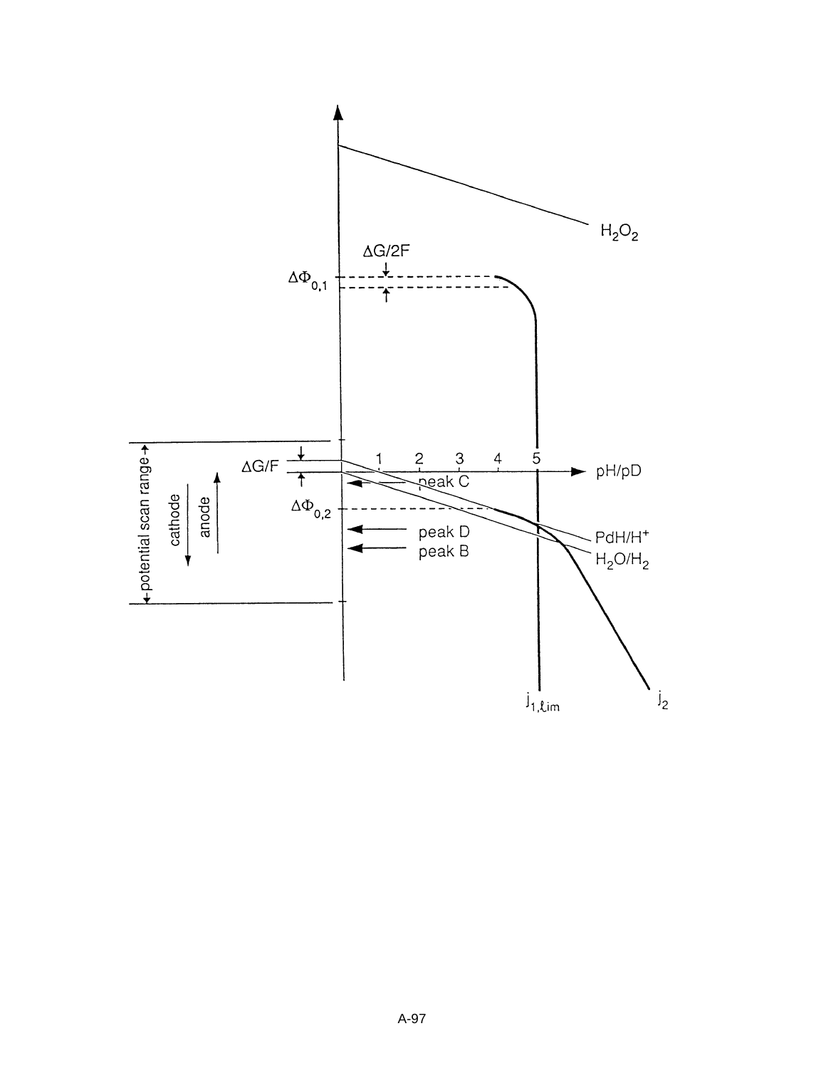$H_2O_2$

$\Delta G/2F$

$\Delta\Phi_{0,1}$

potential scan range

cathode

anode

$\Delta G/F$

1 2 3 4 5 pH/pD

peak C

$\Delta\Phi_{0,2}$

peak D

peak B

$PdH/H^+$

$H_2O/H_2$

$j_{1,lim}$

$j_2$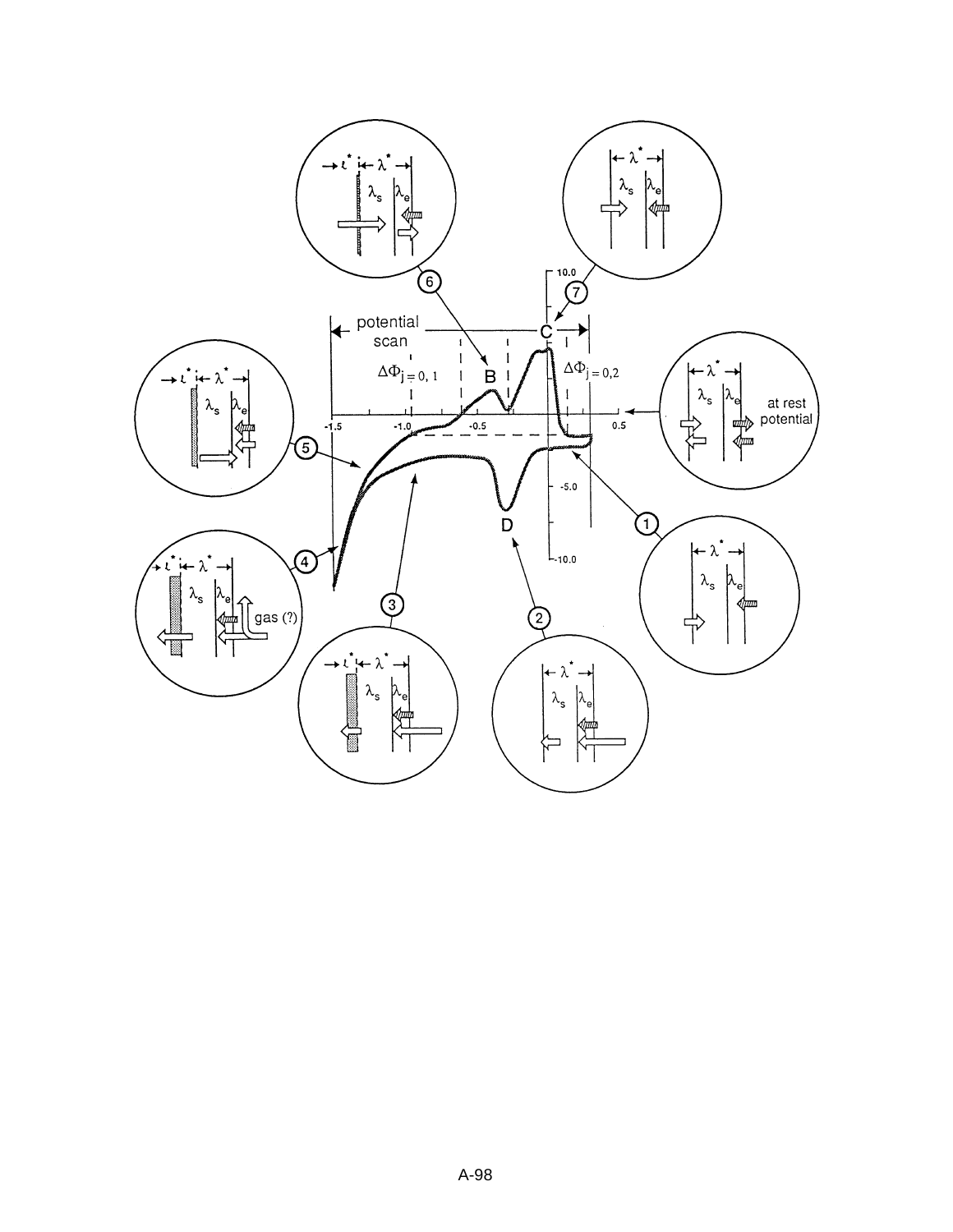potential scan

$\Delta\Phi_{j=0,1}$

$\Delta\Phi_{j=0,2}$

B

C

D

10.0

-5.0

-10.0

-1.5

-1.0

-0.5

0.5

at rest potential

$\lambda^*$

$\lambda_s$

$\lambda_e$

$\iota^*$

gas (?)

1

2

3

4

5

6

7